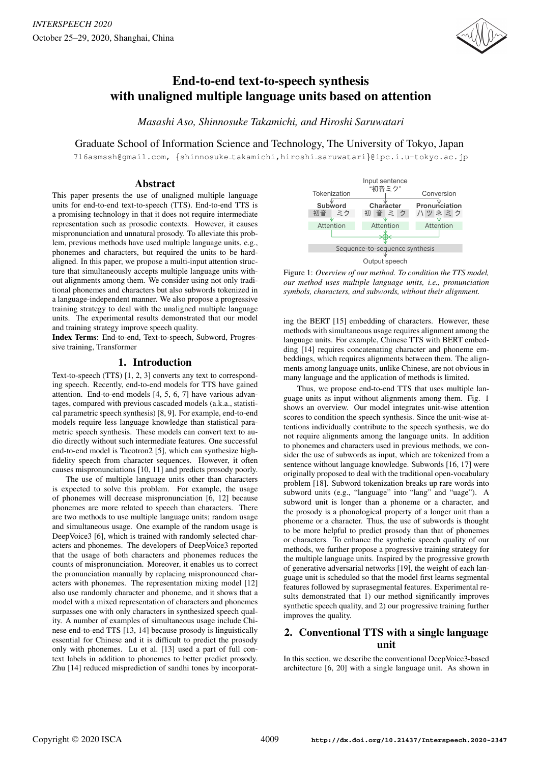# End-to-end text-to-speech synthesis with unaligned multiple language units based on attention

*Masashi Aso, Shinnosuke Takamichi, and Hiroshi Saruwatari*

Graduate School of Information Science and Technology, The University of Tokyo, Japan

716asmssh@gmail.com, {shinnosuke_takamichi,hiroshi_saruwatari}@ipc.i.u-tokyo.ac.jp

## Abstract

This paper presents the use of unaligned multiple language units for end-to-end text-to-speech (TTS). End-to-end TTS is a promising technology in that it does not require intermediate representation such as prosodic contexts. However, it causes mispronunciation and unnatural prosody. To alleviate this problem, previous methods have used multiple language units, e.g., phonemes and characters, but required the units to be hard-aligned. In this paper, we propose a multi-input attention structure that simultaneously accepts multiple language units without alignments among them. We consider using not only traditional phonemes and characters but also subwords tokenized in a language-independent manner. We also propose a progressive training strategy to deal with the unaligned multiple language units. The experimental results demonstrated that our model and training strategy improve speech quality.

**Index Terms**: End-to-end, Text-to-speech, Subword, Progressive training, Transformer

## 1. Introduction

Text-to-speech (TTS) [1, 2, 3] converts any text to corresponding speech. Recently, end-to-end models for TTS have gained attention. End-to-end models [4, 5, 6, 7] have various advantages, compared with previous cascaded models (a.k.a., statistical parametric speech synthesis) [8, 9]. For example, end-to-end models require less language knowledge than statistical parametric speech synthesis. These models can convert text to audio directly without such intermediate features. One successful end-to-end model is Tacotron2 [5], which can synthesize high-fidelity speech from character sequences. However, it often causes mispronunciations [10, 11] and predicts prosody poorly.

The use of multiple language units other than characters is expected to solve this problem. For example, the usage of phonemes will decrease mispronunciation [6, 12] because phonemes are more related to speech than characters. There are two methods to use multiple language units; random usage and simultaneous usage. One example of the random usage is DeepVoice3 [6], which is trained with randomly selected characters and phonemes. The developers of DeepVoice3 reported that the usage of both characters and phonemes reduces the counts of mispronunciation. Moreover, it enables us to correct the pronunciation manually by replacing mispronounced characters with phonemes. The representation mixing model [12] also use randomly character and phoneme, and it shows that a model with a mixed representation of characters and phonemes surpasses one with only characters in synthesized speech quality. A number of examples of simultaneous usage include Chinese end-to-end TTS [13, 14] because prosody is linguistically essential for Chinese and it is difficult to predict the prosody only with phonemes. Lu et al. [13] used a part of full context labels in addition to phonemes to better predict prosody. Zhu [14] reduced misprediction of sandhi tones by incorporating the BERT [15] embedding of characters. However, these methods with simultaneous usage requires alignment among the language units. For example, Chinese TTS with BERT embedding [14] requires concatenating character and phoneme embeddings, which requires alignments between them. The alignments among language units, unlike Chinese, are not obvious in many language and the application of methods is limited.

Input sentence "初音ミク"

| Tokenization | | Conversion |
|---|---|---|
| **Subword** | **Character** | **Pronunciation** |
| 初音 ミク | 初 音 ミ ク | ハ ツ ネ ミ ク |
| Attention | Attention | Attention |

Sequence-to-sequence synthesis

Output speech

Figure 1: *Overview of our method. To condition the TTS model, our method uses multiple language units, i.e., pronunciation symbols, characters, and subwords, without their alignment.*

Thus, we propose end-to-end TTS that uses multiple language units as input without alignments among them. Fig. 1 shows an overview. Our model integrates unit-wise attention scores to condition the speech synthesis. Since the unit-wise attentions individually contribute to the speech synthesis, we do not require alignments among the language units. In addition to phonemes and characters used in previous methods, we consider the use of subwords as input, which are tokenized from a sentence without language knowledge. Subwords [16, 17] were originally proposed to deal with the traditional open-vocabulary problem [18]. Subword tokenization breaks up rare words into subword units (e.g., "language" into "lang" and "uage"). A subword unit is longer than a phoneme or a character, and the prosody is a phonological property of a longer unit than a phoneme or a character. Thus, the use of subwords is thought to be more helpful to predict prosody than that of phonemes or characters. To enhance the synthetic speech quality of our methods, we further propose a progressive training strategy for the multiple language units. Inspired by the progressive growth of generative adversarial networks [19], the weight of each language unit is scheduled so that the model first learns segmental features followed by suprasegmental features. Experimental results demonstrated that 1) our method significantly improves synthetic speech quality, and 2) our progressive training further improves the quality.

## 2. Conventional TTS with a single language unit

In this section, we describe the conventional DeepVoice3-based architecture [6, 20] with a single language unit. As shown in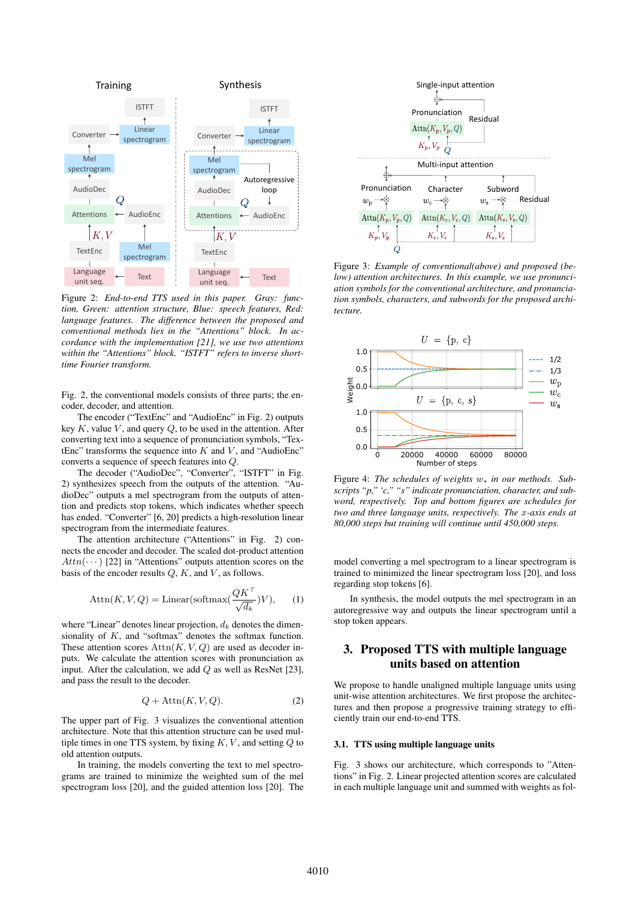Figure 2: *End-to-end TTS used in this paper. Gray: function, Green: attention structure, Blue: speech features, Red: language features. The difference between the proposed and conventional methods lies in the "Attentions" block. In accordance with the implementation [21], we use two attentions within the "Attentions" block. "ISTFT" refers to inverse short-time Fourier transform.*

Fig. 2, the conventional models consists of three parts; the encoder, decoder, and attention.

The encoder ("TextEnc" and "AudioEnc" in Fig. 2) outputs key $K$, value $V$, and query $Q$, to be used in the attention. After converting text into a sequence of pronunciation symbols, "TextEnc" transforms the sequence into $K$ and $V$, and "AudioEnc" converts a sequence of speech features into $Q$.

The decoder ("AudioDec", "Converter", "ISTFT" in Fig. 2) synthesizes speech from the outputs of the attention. "AudioDec" outputs a mel spectrogram from the outputs of attention and predicts stop tokens, which indicates whether speech has ended. "Converter" [6, 20] predicts a high-resolution linear spectrogram from the intermediate features.

The attention architecture ("Attentions" in Fig. 2) connects the encoder and decoder. The scaled dot-product attention $Attn(\cdots)$ [22] in "Attentions" outputs attention scores on the basis of the encoder results $Q$, $K$, and $V$, as follows.

$$\mathrm{Attn}(K, V, Q) = \mathrm{Linear}(\mathrm{softmax}(\frac{QK^{\top}}{\sqrt{d_k}})V), \quad (1)$$

where "Linear" denotes linear projection, $d_k$ denotes the dimensionality of $K$, and "softmax" denotes the softmax function. These attention scores $\mathrm{Attn}(K, V, Q)$ are used as decoder inputs. We calculate the attention scores with pronunciation as input. After the calculation, we add $Q$ as well as ResNet [23], and pass the result to the decoder.

$$Q + \mathrm{Attn}(K, V, Q). \quad (2)$$

The upper part of Fig. 3 visualizes the conventional attention architecture. Note that this attention structure can be used multiple times in one TTS system, by fixing $K, V$, and setting $Q$ to old attention outputs.

In training, the models converting the text to mel spectrograms are trained to minimize the weighted sum of the mel spectrogram loss [20], and the guided attention loss [20]. The model converting a mel spectrogram to a linear spectrogram is trained to minimized the linear spectrogram loss [20], and loss regarding stop tokens [6].

In synthesis, the model outputs the mel spectrogram in an autoregressive way and outputs the linear spectrogram until a stop token appears.

Figure 3: *Example of conventional(above) and proposed (below) attention architectures. In this example, we use pronunciation symbols for the conventional architecture, and pronunciation symbols, characters, and subwords for the proposed architecture.*

Figure 4: *The schedules of weights $w_*$ in our methods. Subscripts "p," "c," "s" indicate pronunciation, character, and subword, respectively. Top and bottom figures are schedules for two and three language units, respectively. The $x$-axis ends at 80,000 steps but training will continue until 450,000 steps.*

## 3. Proposed TTS with multiple language units based on attention

We propose to handle unaligned multiple language units using unit-wise attention architectures. We first propose the architectures and then propose a progressive training strategy to efficiently train our end-to-end TTS.

### 3.1. TTS using multiple language units

Fig. 3 shows our architecture, which corresponds to "Attentions" in Fig. 2. Linear projected attention scores are calculated in each multiple language unit and summed with weights as fol-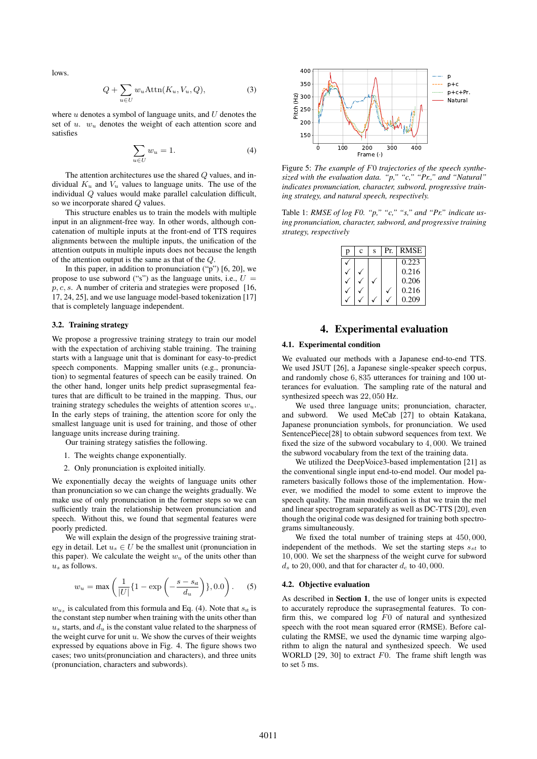lows.

$$Q + \sum_{u \in U} w_u \mathrm{Attn}(K_u, V_u, Q), \tag{3}$$

where $u$ denotes a symbol of language units, and $U$ denotes the set of $u$. $w_u$ denotes the weight of each attention score and satisfies

$$\sum_{u \in U} w_u = 1. \tag{4}$$

The attention architectures use the shared $Q$ values, and individual $K_u$ and $V_u$ values to language units. The use of the individual $Q$ values would make parallel calculation difficult, so we incorporate shared $Q$ values.

This structure enables us to train the models with multiple input in an alignment-free way. In other words, although concatenation of multiple inputs at the front-end of TTS requires alignments between the multiple inputs, the unification of the attention outputs in multiple inputs does not because the length of the attention output is the same as that of the $Q$.

In this paper, in addition to pronunciation ("p") [6, 20], we propose to use subword ("s") as the language units, i.e., $U = p, c, s$. A number of criteria and strategies were proposed [16, 17, 24, 25], and we use language model-based tokenization [17] that is completely language independent.

### 3.2. Training strategy

We propose a progressive training strategy to train our model with the expectation of archiving stable training. The training starts with a language unit that is dominant for easy-to-predict speech components. Mapping smaller units (e.g., pronunciation) to segmental features of speech can be easily trained. On the other hand, longer units help predict suprasegmental features that are difficult to be trained in the mapping. Thus, our training strategy schedules the weights of attention scores $w_u$. In the early steps of training, the attention score for only the smallest language unit is used for training, and those of other language units increase during training.

Our training strategy satisfies the following.

1. The weights change exponentially.
2. Only pronunciation is exploited initially.

We exponentially decay the weights of language units other than pronunciation so we can change the weights gradually. We make use of only pronunciation in the former steps so we can sufficiently train the relationship between pronunciation and speech. Without this, we found that segmental features were poorly predicted.

We will explain the design of the progressive training strategy in detail. Let $u_s \in U$ be the smallest unit (pronunciation in this paper). We calculate the weight $w_u$ of the units other than $u_s$ as follows.

$$w_u = \max\left(\frac{1}{|U|}\{1 - \exp\left(-\frac{s - s_{\mathrm{st}}}{d_u}\right)\}, 0.0\right). \tag{5}$$

$w_{u_s}$ is calculated from this formula and Eq. (4). Note that $s_{\mathrm{st}}$ is the constant step number when training with the units other than $u_s$ starts, and $d_u$ is the constant value related to the sharpness of the weight curve for unit $u$. We show the curves of their weights expressed by equations above in Fig. 4. The figure shows two cases; two units(pronunciation and characters), and three units (pronunciation, characters and subwords).

Figure 5: *The example of $F0$ trajectories of the speech synthesized with the evaluation data. "p," "c," "Pr.," and "Natural" indicates pronunciation, character, subword, progressive training strategy, and natural speech, respectively.*

Table 1: *RMSE of log F0. "p," "c," "s," and "Pr." indicate using pronunciation, character, subword, and progressive training strategy, respectively*

| p | c | s | Pr. | RMSE |
|---|---|---|---|---|
| ✓ | | | | 0.223 |
| ✓ | ✓ | | | 0.216 |
| ✓ | ✓ | ✓ | | 0.206 |
| ✓ | ✓ | | ✓ | 0.216 |
| ✓ | ✓ | ✓ | ✓ | 0.209 |

## 4. Experimental evaluation

### 4.1. Experimental condition

We evaluated our methods with a Japanese end-to-end TTS. We used JSUT [26], a Japanese single-speaker speech corpus, and randomly chose $6,835$ utterances for training and 100 utterances for evaluation. The sampling rate of the natural and synthesized speech was $22,050$ Hz.

We used three language units; pronunciation, character, and subword. We used MeCab [27] to obtain Katakana, Japanese pronunciation symbols, for pronunciation. We used SentencePiece[28] to obtain subword sequences from text. We fixed the size of the subword vocabulary to $4,000$. We trained the subword vocabulary from the text of the training data.

We utilized the DeepVoice3-based implementation [21] as the conventional single input end-to-end model. Our model parameters basically follows those of the implementation. However, we modified the model to some extent to improve the speech quality. The main modification is that we train the mel and linear spectrogram separately as well as DC-TTS [20], even though the original code was designed for training both spectrograms simultaneously.

We fixed the total number of training steps at $450,000$, independent of the methods. We set the starting steps $s_{st}$ to $10,000$. We set the sharpness of the weight curve for subword $d_s$ to $20,000$, and that for character $d_c$ to $40,000$.

### 4.2. Objective evaluation

As described in **Section 1**, the use of longer units is expected to accurately reproduce the suprasegmental features. To confirm this, we compared log $F0$ of natural and synthesized speech with the root mean squared error (RMSE). Before calculating the RMSE, we used the dynamic time warping algorithm to align the natural and synthesized speech. We used WORLD [29, 30] to extract $F0$. The frame shift length was to set 5 ms.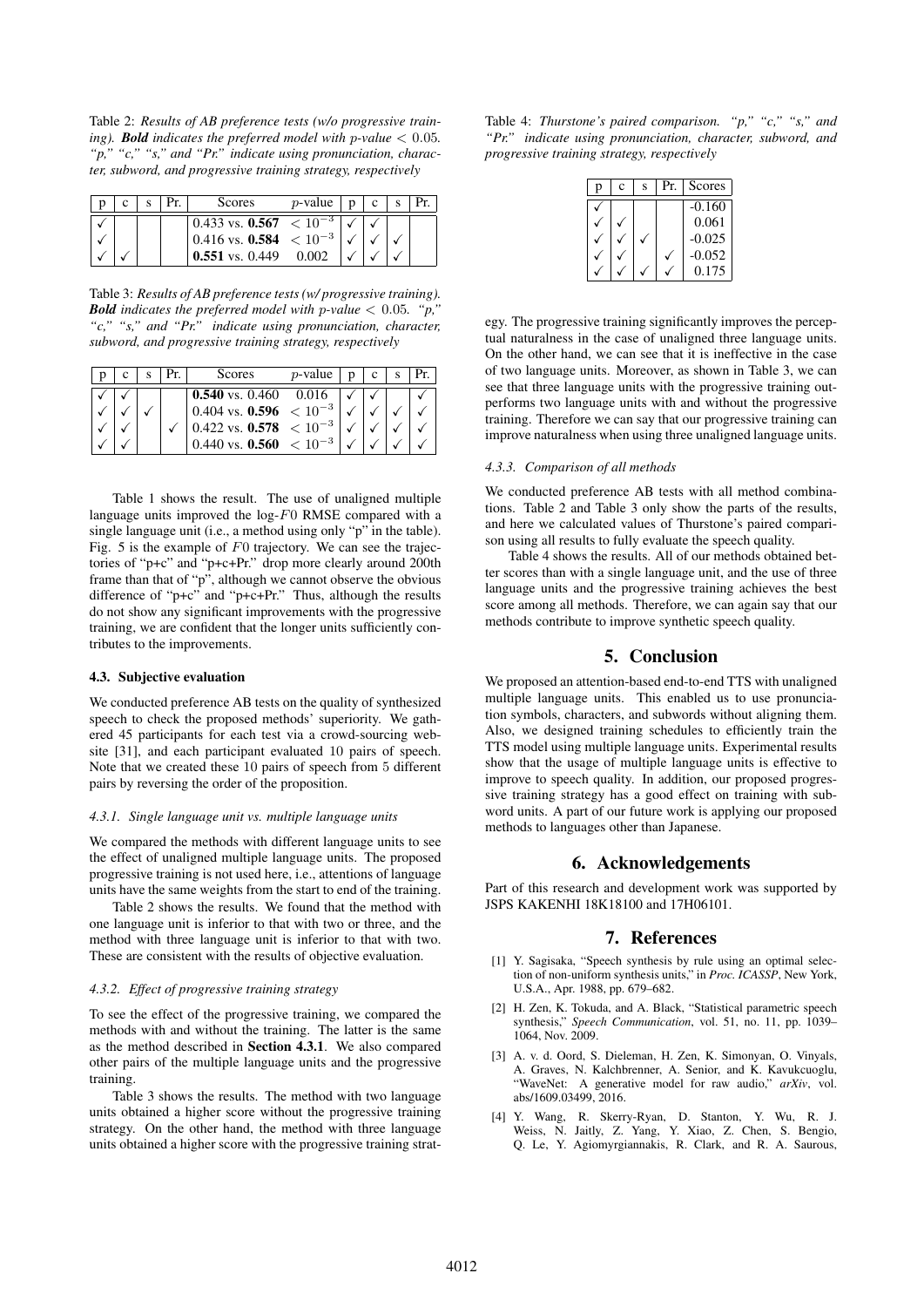Table 2: *Results of AB preference tests (w/o progressive training).* ***Bold*** *indicates the preferred model with p-value* $< 0.05$. *"p," "c," "s," and "Pr." indicate using pronunciation, character, subword, and progressive training strategy, respectively*

| p | c | s | Pr. | Scores | $p$-value | p | c | s | Pr. |
|---|---|---|---|---|---|---|---|---|---|
| ✓ | | | | 0.433 vs. **0.567** | $< 10^{-3}$ | ✓ | ✓ | | |
| ✓ | | | | 0.416 vs. **0.584** | $< 10^{-3}$ | ✓ | ✓ | ✓ | |
| ✓ | ✓ | | | **0.551** vs. 0.449 | 0.002 | ✓ | ✓ | ✓ | |

Table 3: *Results of AB preference tests (w/ progressive training).* ***Bold*** *indicates the preferred model with p-value* $< 0.05$. *"p," "c," "s," and "Pr." indicate using pronunciation, character, subword, and progressive training strategy, respectively*

| p | c | s | Pr. | Scores | $p$-value | p | c | s | Pr. |
|---|---|---|---|---|---|---|---|---|---|
| ✓ | ✓ | | | **0.540** vs. 0.460 | 0.016 | ✓ | ✓ | | ✓ |
| ✓ | ✓ | ✓ | | 0.404 vs. **0.596** | $< 10^{-3}$ | ✓ | ✓ | ✓ | ✓ |
| ✓ | ✓ | | ✓ | 0.422 vs. **0.578** | $< 10^{-3}$ | ✓ | ✓ | ✓ | ✓ |
| ✓ | ✓ | | | 0.440 vs. **0.560** | $< 10^{-3}$ | ✓ | ✓ | ✓ | ✓ |

Table 1 shows the result. The use of unaligned multiple language units improved the log-$F0$ RMSE compared with a single language unit (i.e., a method using only "p" in the table). Fig. 5 is the example of $F0$ trajectory. We can see the trajectories of "p+c" and "p+c+Pr." drop more clearly around 200th frame than that of "p", although we cannot observe the obvious difference of "p+c" and "p+c+Pr." Thus, although the results do not show any significant improvements with the progressive training, we are confident that the longer units sufficiently contributes to the improvements.

### 4.3. Subjective evaluation

We conducted preference AB tests on the quality of synthesized speech to check the proposed methods' superiority. We gathered 45 participants for each test via a crowd-sourcing website [31], and each participant evaluated 10 pairs of speech. Note that we created these 10 pairs of speech from 5 different pairs by reversing the order of the proposition.

#### 4.3.1. Single language unit vs. multiple language units

We compared the methods with different language units to see the effect of unaligned multiple language units. The proposed progressive training is not used here, i.e., attentions of language units have the same weights from the start to end of the training.

Table 2 shows the results. We found that the method with one language unit is inferior to that with two or three, and the method with three language unit is inferior to that with two. These are consistent with the results of objective evaluation.

#### 4.3.2. Effect of progressive training strategy

To see the effect of the progressive training, we compared the methods with and without the training. The latter is the same as the method described in **Section 4.3.1**. We also compared other pairs of the multiple language units and the progressive training.

Table 3 shows the results. The method with two language units obtained a higher score without the progressive training strategy. On the other hand, the method with three language units obtained a higher score with the progressive training strategy. The progressive training significantly improves the perceptual naturalness in the case of unaligned three language units. On the other hand, we can see that it is ineffective in the case of two language units. Moreover, as shown in Table 3, we can see that three language units with the progressive training outperforms two language units with and without the progressive training. Therefore we can say that our progressive training can improve naturalness when using three unaligned language units.

Table 4: *Thurstone's paired comparison. "p," "c," "s," and "Pr." indicate using pronunciation, character, subword, and progressive training strategy, respectively*

| p | c | s | Pr. | Scores |
|---|---|---|---|---|
| ✓ | | | | -0.160 |
| ✓ | ✓ | | | 0.061 |
| ✓ | ✓ | ✓ | | -0.025 |
| ✓ | ✓ | | ✓ | -0.052 |
| ✓ | ✓ | ✓ | ✓ | 0.175 |

#### 4.3.3. Comparison of all methods

We conducted preference AB tests with all method combinations. Table 2 and Table 3 only show the parts of the results, and here we calculated values of Thurstone's paired comparison using all results to fully evaluate the speech quality.

Table 4 shows the results. All of our methods obtained better scores than with a single language unit, and the use of three language units and the progressive training achieves the best score among all methods. Therefore, we can again say that our methods contribute to improve synthetic speech quality.

## 5. Conclusion

We proposed an attention-based end-to-end TTS with unaligned multiple language units. This enabled us to use pronunciation symbols, characters, and subwords without aligning them. Also, we designed training schedules to efficiently train the TTS model using multiple language units. Experimental results show that the usage of multiple language units is effective to improve to speech quality. In addition, our proposed progressive training strategy has a good effect on training with subword units. A part of our future work is applying our proposed methods to languages other than Japanese.

## 6. Acknowledgements

Part of this research and development work was supported by JSPS KAKENHI 18K18100 and 17H06101.

## 7. References

[1] Y. Sagisaka, "Speech synthesis by rule using an optimal selection of non-uniform synthesis units," in *Proc. ICASSP*, New York, U.S.A., Apr. 1988, pp. 679–682.

[2] H. Zen, K. Tokuda, and A. Black, "Statistical parametric speech synthesis," *Speech Communication*, vol. 51, no. 11, pp. 1039–1064, Nov. 2009.

[3] A. v. d. Oord, S. Dieleman, H. Zen, K. Simonyan, O. Vinyals, A. Graves, N. Kalchbrenner, A. Senior, and K. Kavukcuoglu, "WaveNet: A generative model for raw audio," *arXiv*, vol. abs/1609.03499, 2016.

[4] Y. Wang, R. Skerry-Ryan, D. Stanton, Y. Wu, R. J. Weiss, N. Jaitly, Z. Yang, Y. Xiao, Z. Chen, S. Bengio, Q. Le, Y. Agiomyrgiannakis, R. Clark, and R. A. Saurous,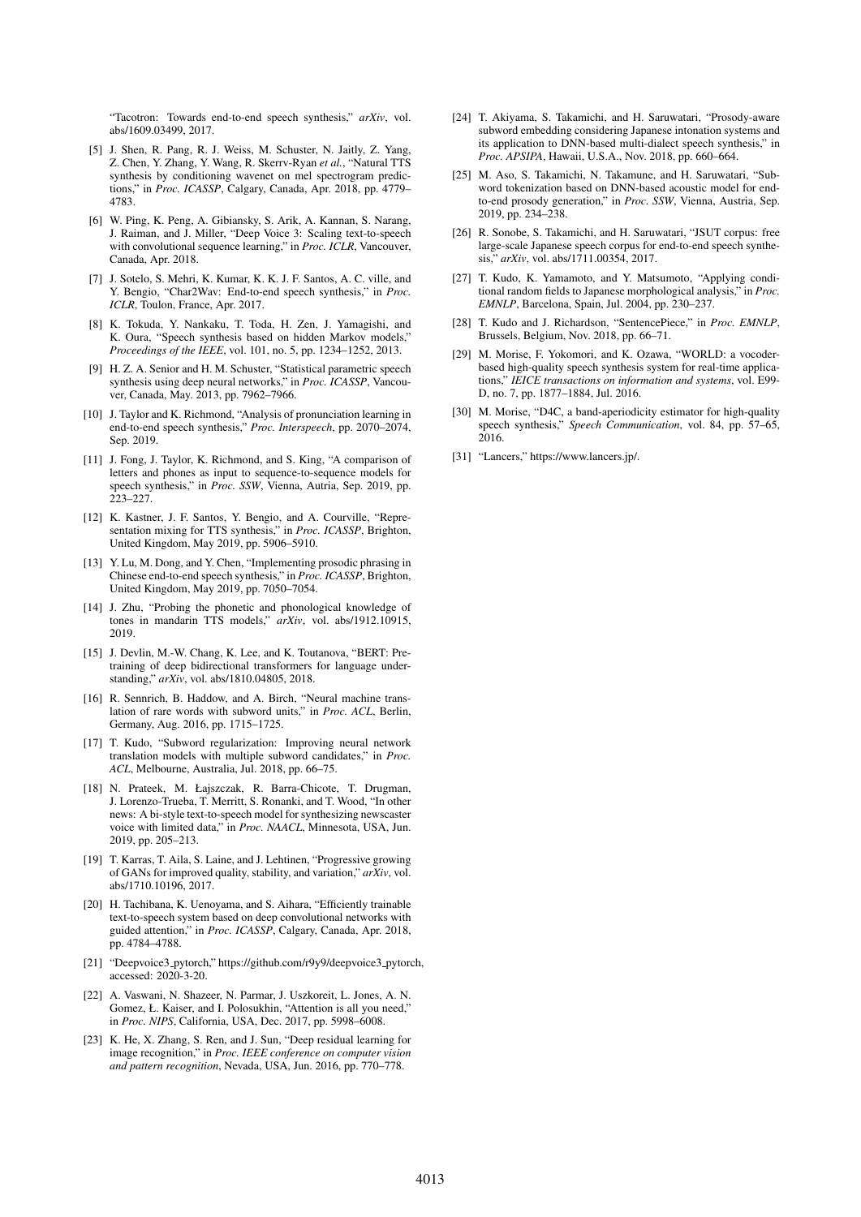"Tacotron: Towards end-to-end speech synthesis," *arXiv*, vol. abs/1609.03499, 2017.

[5] J. Shen, R. Pang, R. J. Weiss, M. Schuster, N. Jaitly, Z. Yang, Z. Chen, Y. Zhang, Y. Wang, R. Skerrv-Ryan *et al.*, "Natural TTS synthesis by conditioning wavenet on mel spectrogram predictions," in *Proc. ICASSP*, Calgary, Canada, Apr. 2018, pp. 4779–4783.

[6] W. Ping, K. Peng, A. Gibiansky, S. Arik, A. Kannan, S. Narang, J. Raiman, and J. Miller, "Deep Voice 3: Scaling text-to-speech with convolutional sequence learning," in *Proc. ICLR*, Vancouver, Canada, Apr. 2018.

[7] J. Sotelo, S. Mehri, K. Kumar, K. K. J. F. Santos, A. C. ville, and Y. Bengio, "Char2Wav: End-to-end speech synthesis," in *Proc. ICLR*, Toulon, France, Apr. 2017.

[8] K. Tokuda, Y. Nankaku, T. Toda, H. Zen, J. Yamagishi, and K. Oura, "Speech synthesis based on hidden Markov models," *Proceedings of the IEEE*, vol. 101, no. 5, pp. 1234–1252, 2013.

[9] H. Z. A. Senior and H. M. Schuster, "Statistical parametric speech synthesis using deep neural networks," in *Proc. ICASSP*, Vancouver, Canada, May. 2013, pp. 7962–7966.

[10] J. Taylor and K. Richmond, "Analysis of pronunciation learning in end-to-end speech synthesis," *Proc. Interspeech*, pp. 2070–2074, Sep. 2019.

[11] J. Fong, J. Taylor, K. Richmond, and S. King, "A comparison of letters and phones as input to sequence-to-sequence models for speech synthesis," in *Proc. SSW*, Vienna, Autria, Sep. 2019, pp. 223–227.

[12] K. Kastner, J. F. Santos, Y. Bengio, and A. Courville, "Representation mixing for TTS synthesis," in *Proc. ICASSP*, Brighton, United Kingdom, May 2019, pp. 5906–5910.

[13] Y. Lu, M. Dong, and Y. Chen, "Implementing prosodic phrasing in Chinese end-to-end speech synthesis," in *Proc. ICASSP*, Brighton, United Kingdom, May 2019, pp. 7050–7054.

[14] J. Zhu, "Probing the phonetic and phonological knowledge of tones in mandarin TTS models," *arXiv*, vol. abs/1912.10915, 2019.

[15] J. Devlin, M.-W. Chang, K. Lee, and K. Toutanova, "BERT: Pre-training of deep bidirectional transformers for language understanding," *arXiv*, vol. abs/1810.04805, 2018.

[16] R. Sennrich, B. Haddow, and A. Birch, "Neural machine translation of rare words with subword units," in *Proc. ACL*, Berlin, Germany, Aug. 2016, pp. 1715–1725.

[17] T. Kudo, "Subword regularization: Improving neural network translation models with multiple subword candidates," in *Proc. ACL*, Melbourne, Australia, Jul. 2018, pp. 66–75.

[18] N. Prateek, M. Łajszczak, R. Barra-Chicote, T. Drugman, J. Lorenzo-Trueba, T. Merritt, S. Ronanki, and T. Wood, "In other news: A bi-style text-to-speech model for synthesizing newscaster voice with limited data," in *Proc. NAACL*, Minnesota, USA, Jun. 2019, pp. 205–213.

[19] T. Karras, T. Aila, S. Laine, and J. Lehtinen, "Progressive growing of GANs for improved quality, stability, and variation," *arXiv*, vol. abs/1710.10196, 2017.

[20] H. Tachibana, K. Uenoyama, and S. Aihara, "Efficiently trainable text-to-speech system based on deep convolutional networks with guided attention," in *Proc. ICASSP*, Calgary, Canada, Apr. 2018, pp. 4784–4788.

[21] "Deepvoice3_pytorch," https://github.com/r9y9/deepvoice3_pytorch, accessed: 2020-3-20.

[22] A. Vaswani, N. Shazeer, N. Parmar, J. Uszkoreit, L. Jones, A. N. Gomez, Ł. Kaiser, and I. Polosukhin, "Attention is all you need," in *Proc. NIPS*, California, USA, Dec. 2017, pp. 5998–6008.

[23] K. He, X. Zhang, S. Ren, and J. Sun, "Deep residual learning for image recognition," in *Proc. IEEE conference on computer vision and pattern recognition*, Nevada, USA, Jun. 2016, pp. 770–778.

[24] T. Akiyama, S. Takamichi, and H. Saruwatari, "Prosody-aware subword embedding considering Japanese intonation systems and its application to DNN-based multi-dialect speech synthesis," in *Proc. APSIPA*, Hawaii, U.S.A., Nov. 2018, pp. 660–664.

[25] M. Aso, S. Takamichi, N. Takamune, and H. Saruwatari, "Subword tokenization based on DNN-based acoustic model for end-to-end prosody generation," in *Proc. SSW*, Vienna, Austria, Sep. 2019, pp. 234–238.

[26] R. Sonobe, S. Takamichi, and H. Saruwatari, "JSUT corpus: free large-scale Japanese speech corpus for end-to-end speech synthesis," *arXiv*, vol. abs/1711.00354, 2017.

[27] T. Kudo, K. Yamamoto, and Y. Matsumoto, "Applying conditional random fields to Japanese morphological analysis," in *Proc. EMNLP*, Barcelona, Spain, Jul. 2004, pp. 230–237.

[28] T. Kudo and J. Richardson, "SentencePiece," in *Proc. EMNLP*, Brussels, Belgium, Nov. 2018, pp. 66–71.

[29] M. Morise, F. Yokomori, and K. Ozawa, "WORLD: a vocoder-based high-quality speech synthesis system for real-time applications," *IEICE transactions on information and systems*, vol. E99-D, no. 7, pp. 1877–1884, Jul. 2016.

[30] M. Morise, "D4C, a band-aperiodicity estimator for high-quality speech synthesis," *Speech Communication*, vol. 84, pp. 57–65, 2016.

[31] "Lancers," https://www.lancers.jp/.